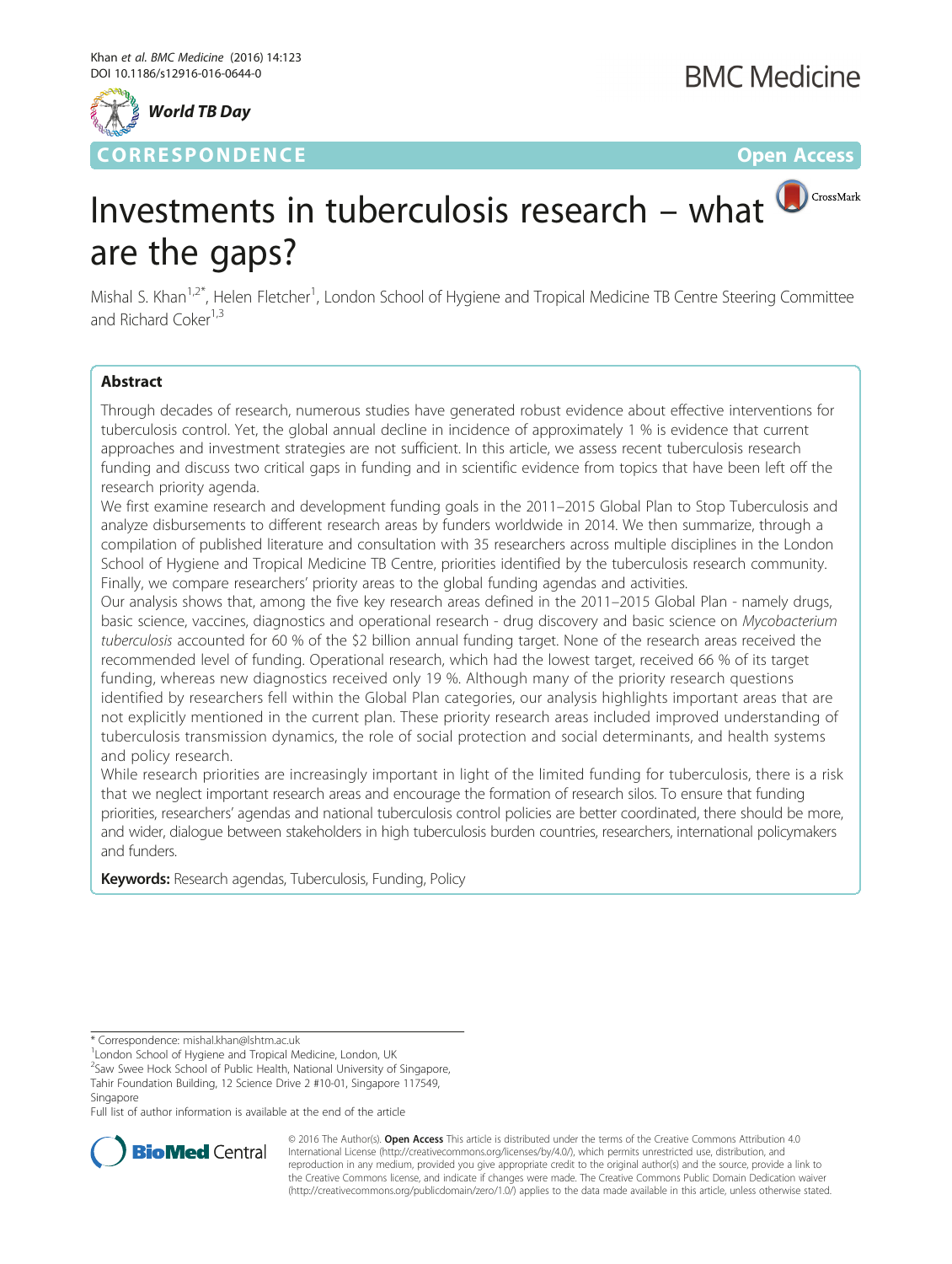World TB Day

CORRESPONDENCE

Open Access

# Investments in tuberculosis research – what are the gaps?

Mishal S. Khan[1,2*], Helen Fletcher[1], London School of Hygiene and Tropical Medicine TB Centre Steering Committee and Richard Coker[1,3]

## Abstract

Through decades of research, numerous studies have generated robust evidence about effective interventions for tuberculosis control. Yet, the global annual decline in incidence of approximately 1 % is evidence that current approaches and investment strategies are not sufficient. In this article, we assess recent tuberculosis research funding and discuss two critical gaps in funding and in scientific evidence from topics that have been left off the research priority agenda.

We first examine research and development funding goals in the 2011–2015 Global Plan to Stop Tuberculosis and analyze disbursements to different research areas by funders worldwide in 2014. We then summarize, through a compilation of published literature and consultation with 35 researchers across multiple disciplines in the London School of Hygiene and Tropical Medicine TB Centre, priorities identified by the tuberculosis research community. Finally, we compare researchers' priority areas to the global funding agendas and activities.

Our analysis shows that, among the five key research areas defined in the 2011–2015 Global Plan - namely drugs, basic science, vaccines, diagnostics and operational research - drug discovery and basic science on *Mycobacterium tuberculosis* accounted for 60 % of the $2 billion annual funding target. None of the research areas received the recommended level of funding. Operational research, which had the lowest target, received 66 % of its target funding, whereas new diagnostics received only 19 %. Although many of the priority research questions identified by researchers fell within the Global Plan categories, our analysis highlights important areas that are not explicitly mentioned in the current plan. These priority research areas included improved understanding of tuberculosis transmission dynamics, the role of social protection and social determinants, and health systems and policy research.

While research priorities are increasingly important in light of the limited funding for tuberculosis, there is a risk that we neglect important research areas and encourage the formation of research silos. To ensure that funding priorities, researchers' agendas and national tuberculosis control policies are better coordinated, there should be more, and wider, dialogue between stakeholders in high tuberculosis burden countries, researchers, international policymakers and funders.

**Keywords:** Research agendas, Tuberculosis, Funding, Policy

---

* Correspondence: mishal.khan@lshtm.ac.uk
[1]London School of Hygiene and Tropical Medicine, London, UK
[2]Saw Swee Hock School of Public Health, National University of Singapore, Tahir Foundation Building, 12 Science Drive 2 #10-01, Singapore 117549, Singapore
Full list of author information is available at the end of the article

© 2016 The Author(s). **Open Access** This article is distributed under the terms of the Creative Commons Attribution 4.0 International License (http://creativecommons.org/licenses/by/4.0/), which permits unrestricted use, distribution, and reproduction in any medium, provided you give appropriate credit to the original author(s) and the source, provide a link to the Creative Commons license, and indicate if changes were made. The Creative Commons Public Domain Dedication waiver (http://creativecommons.org/publicdomain/zero/1.0/) applies to the data made available in this article, unless otherwise stated.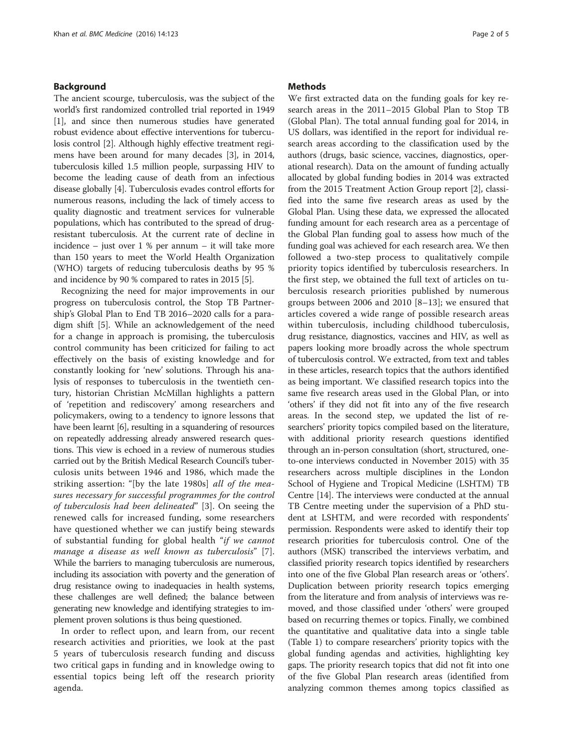## Background

The ancient scourge, tuberculosis, was the subject of the world's first randomized controlled trial reported in 1949 [1], and since then numerous studies have generated robust evidence about effective interventions for tuberculosis control [2]. Although highly effective treatment regimens have been around for many decades [3], in 2014, tuberculosis killed 1.5 million people, surpassing HIV to become the leading cause of death from an infectious disease globally [4]. Tuberculosis evades control efforts for numerous reasons, including the lack of timely access to quality diagnostic and treatment services for vulnerable populations, which has contributed to the spread of drug-resistant tuberculosis. At the current rate of decline in incidence – just over 1 % per annum – it will take more than 150 years to meet the World Health Organization (WHO) targets of reducing tuberculosis deaths by 95 % and incidence by 90 % compared to rates in 2015 [5].

Recognizing the need for major improvements in our progress on tuberculosis control, the Stop TB Partnership's Global Plan to End TB 2016–2020 calls for a paradigm shift [5]. While an acknowledgement of the need for a change in approach is promising, the tuberculosis control community has been criticized for failing to act effectively on the basis of existing knowledge and for constantly looking for 'new' solutions. Through his analysis of responses to tuberculosis in the twentieth century, historian Christian McMillan highlights a pattern of 'repetition and rediscovery' among researchers and policymakers, owing to a tendency to ignore lessons that have been learnt [6], resulting in a squandering of resources on repeatedly addressing already answered research questions. This view is echoed in a review of numerous studies carried out by the British Medical Research Council's tuberculosis units between 1946 and 1986, which made the striking assertion: "[by the late 1980s] *all of the measures necessary for successful programmes for the control of tuberculosis had been delineated*" [3]. On seeing the renewed calls for increased funding, some researchers have questioned whether we can justify being stewards of substantial funding for global health "*if we cannot manage a disease as well known as tuberculosis*" [7]. While the barriers to managing tuberculosis are numerous, including its association with poverty and the generation of drug resistance owing to inadequacies in health systems, these challenges are well defined; the balance between generating new knowledge and identifying strategies to implement proven solutions is thus being questioned.

In order to reflect upon, and learn from, our recent research activities and priorities, we look at the past 5 years of tuberculosis research funding and discuss two critical gaps in funding and in knowledge owing to essential topics being left off the research priority agenda.

## Methods

We first extracted data on the funding goals for key research areas in the 2011–2015 Global Plan to Stop TB (Global Plan). The total annual funding goal for 2014, in US dollars, was identified in the report for individual research areas according to the classification used by the authors (drugs, basic science, vaccines, diagnostics, operational research). Data on the amount of funding actually allocated by global funding bodies in 2014 was extracted from the 2015 Treatment Action Group report [2], classified into the same five research areas as used by the Global Plan. Using these data, we expressed the allocated funding amount for each research area as a percentage of the Global Plan funding goal to assess how much of the funding goal was achieved for each research area. We then followed a two-step process to qualitatively compile priority topics identified by tuberculosis researchers. In the first step, we obtained the full text of articles on tuberculosis research priorities published by numerous groups between 2006 and 2010 [8–13]; we ensured that articles covered a wide range of possible research areas within tuberculosis, including childhood tuberculosis, drug resistance, diagnostics, vaccines and HIV, as well as papers looking more broadly across the whole spectrum of tuberculosis control. We extracted, from text and tables in these articles, research topics that the authors identified as being important. We classified research topics into the same five research areas used in the Global Plan, or into 'others' if they did not fit into any of the five research areas. In the second step, we updated the list of researchers' priority topics compiled based on the literature, with additional priority research questions identified through an in-person consultation (short, structured, one-to-one interviews conducted in November 2015) with 35 researchers across multiple disciplines in the London School of Hygiene and Tropical Medicine (LSHTM) TB Centre [14]. The interviews were conducted at the annual TB Centre meeting under the supervision of a PhD student at LSHTM, and were recorded with respondents' permission. Respondents were asked to identify their top research priorities for tuberculosis control. One of the authors (MSK) transcribed the interviews verbatim, and classified priority research topics identified by researchers into one of the five Global Plan research areas or 'others'. Duplication between priority research topics emerging from the literature and from analysis of interviews was removed, and those classified under 'others' were grouped based on recurring themes or topics. Finally, we combined the quantitative and qualitative data into a single table (Table 1) to compare researchers' priority topics with the global funding agendas and activities, highlighting key gaps. The priority research topics that did not fit into one of the five Global Plan research areas (identified from analyzing common themes among topics classified as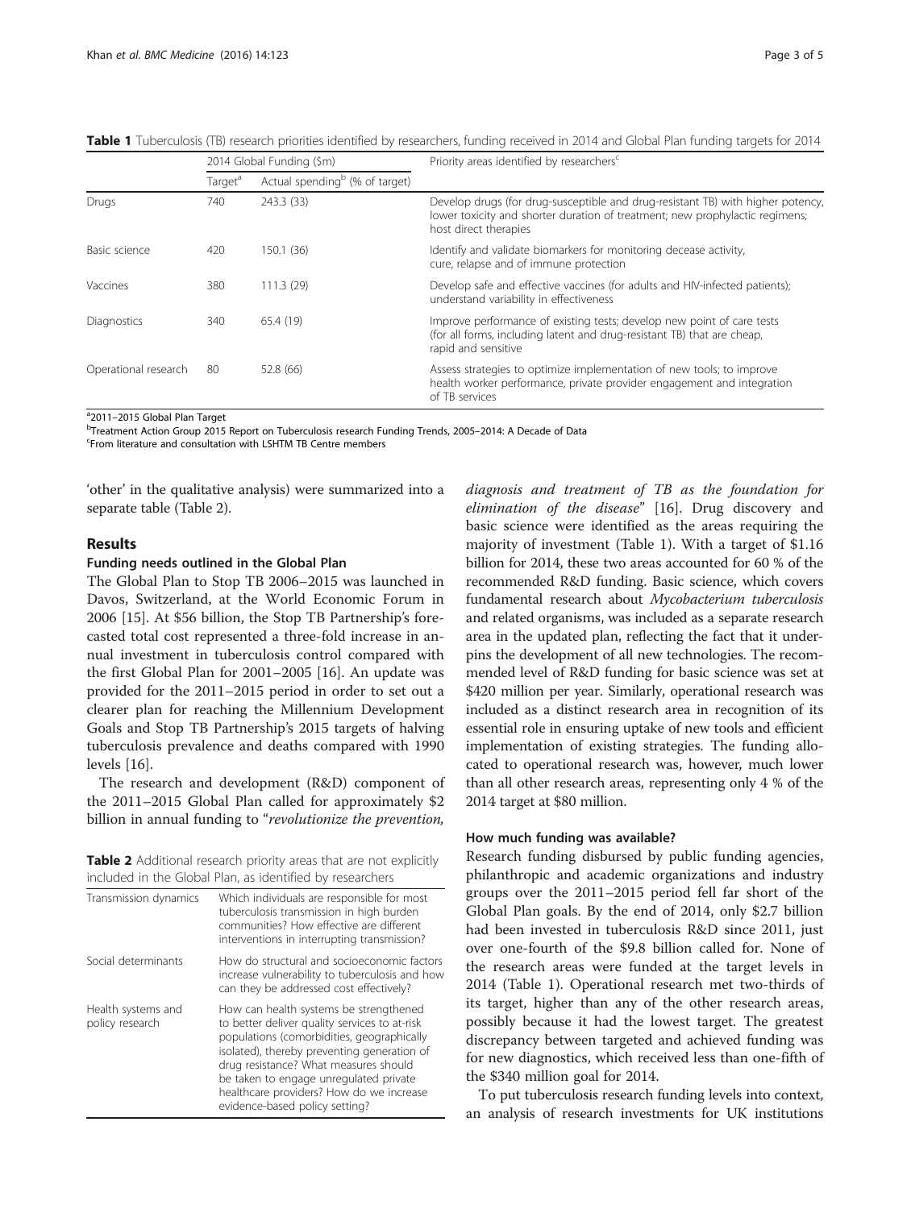**Table 1** Tuberculosis (TB) research priorities identified by researchers, funding received in 2014 and Global Plan funding targets for 2014

| | 2014 Global Funding ($m) | | Priority areas identified by researchers[c] |
|---|---|---|---|
| | Target[a] | Actual spending[b] (% of target) | |
| Drugs | 740 | 243.3 (33) | Develop drugs (for drug-susceptible and drug-resistant TB) with higher potency, lower toxicity and shorter duration of treatment; new prophylactic regimens; host direct therapies |
| Basic science | 420 | 150.1 (36) | Identify and validate biomarkers for monitoring decease activity, cure, relapse and of immune protection |
| Vaccines | 380 | 111.3 (29) | Develop safe and effective vaccines (for adults and HIV-infected patients); understand variability in effectiveness |
| Diagnostics | 340 | 65.4 (19) | Improve performance of existing tests; develop new point of care tests (for all forms, including latent and drug-resistant TB) that are cheap, rapid and sensitive |
| Operational research | 80 | 52.8 (66) | Assess strategies to optimize implementation of new tools; to improve health worker performance, private provider engagement and integration of TB services |

[a]2011–2015 Global Plan Target
[b]Treatment Action Group 2015 Report on Tuberculosis research Funding Trends, 2005–2014: A Decade of Data
[c]From literature and consultation with LSHTM TB Centre members

'other' in the qualitative analysis) were summarized into a separate table (Table 2).

## Results

### Funding needs outlined in the Global Plan

The Global Plan to Stop TB 2006–2015 was launched in Davos, Switzerland, at the World Economic Forum in 2006 [15]. At $56 billion, the Stop TB Partnership's forecasted total cost represented a three-fold increase in annual investment in tuberculosis control compared with the first Global Plan for 2001–2005 [16]. An update was provided for the 2011–2015 period in order to set out a clearer plan for reaching the Millennium Development Goals and Stop TB Partnership's 2015 targets of halving tuberculosis prevalence and deaths compared with 1990 levels [16].

The research and development (R&D) component of the 2011–2015 Global Plan called for approximately $2 billion in annual funding to "*revolutionize the prevention, diagnosis and treatment of TB as the foundation for elimination of the disease*" [16]. Drug discovery and basic science were identified as the areas requiring the majority of investment (Table 1). With a target of $1.16 billion for 2014, these two areas accounted for 60 % of the recommended R&D funding. Basic science, which covers fundamental research about *Mycobacterium tuberculosis* and related organisms, was included as a separate research area in the updated plan, reflecting the fact that it underpins the development of all new technologies. The recommended level of R&D funding for basic science was set at $420 million per year. Similarly, operational research was included as a distinct research area in recognition of its essential role in ensuring uptake of new tools and efficient implementation of existing strategies. The funding allocated to operational research was, however, much lower than all other research areas, representing only 4 % of the 2014 target at $80 million.

**Table 2** Additional research priority areas that are not explicitly included in the Global Plan, as identified by researchers

| | |
|---|---|
| Transmission dynamics | Which individuals are responsible for most tuberculosis transmission in high burden communities? How effective are different interventions in interrupting transmission? |
| Social determinants | How do structural and socioeconomic factors increase vulnerability to tuberculosis and how can they be addressed cost effectively? |
| Health systems and policy research | How can health systems be strengthened to better deliver quality services to at-risk populations (comorbidities, geographically isolated), thereby preventing generation of drug resistance? What measures should be taken to engage unregulated private healthcare providers? How do we increase evidence-based policy setting? |

### How much funding was available?

Research funding disbursed by public funding agencies, philanthropic and academic organizations and industry groups over the 2011–2015 period fell far short of the Global Plan goals. By the end of 2014, only $2.7 billion had been invested in tuberculosis R&D since 2011, just over one-fourth of the $9.8 billion called for. None of the research areas were funded at the target levels in 2014 (Table 1). Operational research met two-thirds of its target, higher than any of the other research areas, possibly because it had the lowest target. The greatest discrepancy between targeted and achieved funding was for new diagnostics, which received less than one-fifth of the $340 million goal for 2014.

To put tuberculosis research funding levels into context, an analysis of research investments for UK institutions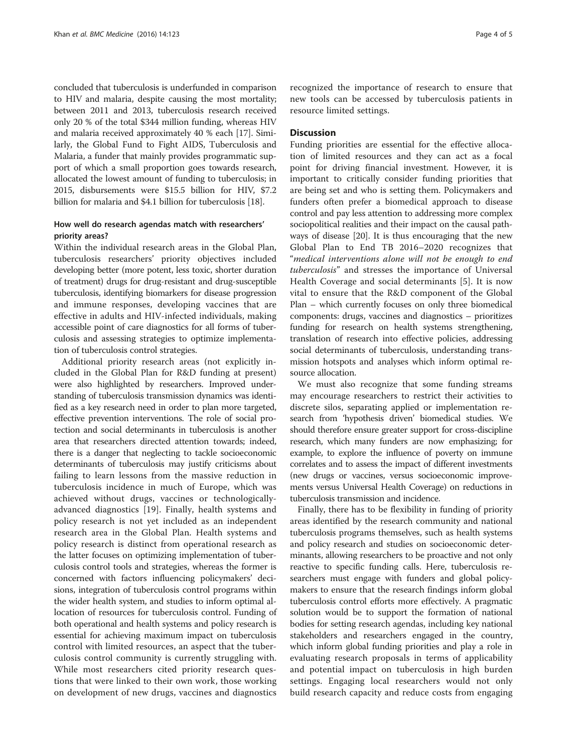concluded that tuberculosis is underfunded in comparison to HIV and malaria, despite causing the most mortality; between 2011 and 2013, tuberculosis research received only 20 % of the total $344 million funding, whereas HIV and malaria received approximately 40 % each [17]. Similarly, the Global Fund to Fight AIDS, Tuberculosis and Malaria, a funder that mainly provides programmatic support of which a small proportion goes towards research, allocated the lowest amount of funding to tuberculosis; in 2015, disbursements were $15.5 billion for HIV, $7.2 billion for malaria and $4.1 billion for tuberculosis [18].

### How well do research agendas match with researchers' priority areas?

Within the individual research areas in the Global Plan, tuberculosis researchers' priority objectives included developing better (more potent, less toxic, shorter duration of treatment) drugs for drug-resistant and drug-susceptible tuberculosis, identifying biomarkers for disease progression and immune responses, developing vaccines that are effective in adults and HIV-infected individuals, making accessible point of care diagnostics for all forms of tuberculosis and assessing strategies to optimize implementation of tuberculosis control strategies.

Additional priority research areas (not explicitly included in the Global Plan for R&D funding at present) were also highlighted by researchers. Improved understanding of tuberculosis transmission dynamics was identified as a key research need in order to plan more targeted, effective prevention interventions. The role of social protection and social determinants in tuberculosis is another area that researchers directed attention towards; indeed, there is a danger that neglecting to tackle socioeconomic determinants of tuberculosis may justify criticisms about failing to learn lessons from the massive reduction in tuberculosis incidence in much of Europe, which was achieved without drugs, vaccines or technologically-advanced diagnostics [19]. Finally, health systems and policy research is not yet included as an independent research area in the Global Plan. Health systems and policy research is distinct from operational research as the latter focuses on optimizing implementation of tuberculosis control tools and strategies, whereas the former is concerned with factors influencing policymakers' decisions, integration of tuberculosis control programs within the wider health system, and studies to inform optimal allocation of resources for tuberculosis control. Funding of both operational and health systems and policy research is essential for achieving maximum impact on tuberculosis control with limited resources, an aspect that the tuberculosis control community is currently struggling with. While most researchers cited priority research questions that were linked to their own work, those working on development of new drugs, vaccines and diagnostics recognized the importance of research to ensure that new tools can be accessed by tuberculosis patients in resource limited settings.

## Discussion

Funding priorities are essential for the effective allocation of limited resources and they can act as a focal point for driving financial investment. However, it is important to critically consider funding priorities that are being set and who is setting them. Policymakers and funders often prefer a biomedical approach to disease control and pay less attention to addressing more complex sociopolitical realities and their impact on the causal pathways of disease [20]. It is thus encouraging that the new Global Plan to End TB 2016–2020 recognizes that "*medical interventions alone will not be enough to end tuberculosis*" and stresses the importance of Universal Health Coverage and social determinants [5]. It is now vital to ensure that the R&D component of the Global Plan – which currently focuses on only three biomedical components: drugs, vaccines and diagnostics – prioritizes funding for research on health systems strengthening, translation of research into effective policies, addressing social determinants of tuberculosis, understanding transmission hotspots and analyses which inform optimal resource allocation.

We must also recognize that some funding streams may encourage researchers to restrict their activities to discrete silos, separating applied or implementation research from 'hypothesis driven' biomedical studies. We should therefore ensure greater support for cross-discipline research, which many funders are now emphasizing; for example, to explore the influence of poverty on immune correlates and to assess the impact of different investments (new drugs or vaccines, versus socioeconomic improvements versus Universal Health Coverage) on reductions in tuberculosis transmission and incidence.

Finally, there has to be flexibility in funding of priority areas identified by the research community and national tuberculosis programs themselves, such as health systems and policy research and studies on socioeconomic determinants, allowing researchers to be proactive and not only reactive to specific funding calls. Here, tuberculosis researchers must engage with funders and global policymakers to ensure that the research findings inform global tuberculosis control efforts more effectively. A pragmatic solution would be to support the formation of national bodies for setting research agendas, including key national stakeholders and researchers engaged in the country, which inform global funding priorities and play a role in evaluating research proposals in terms of applicability and potential impact on tuberculosis in high burden settings. Engaging local researchers would not only build research capacity and reduce costs from engaging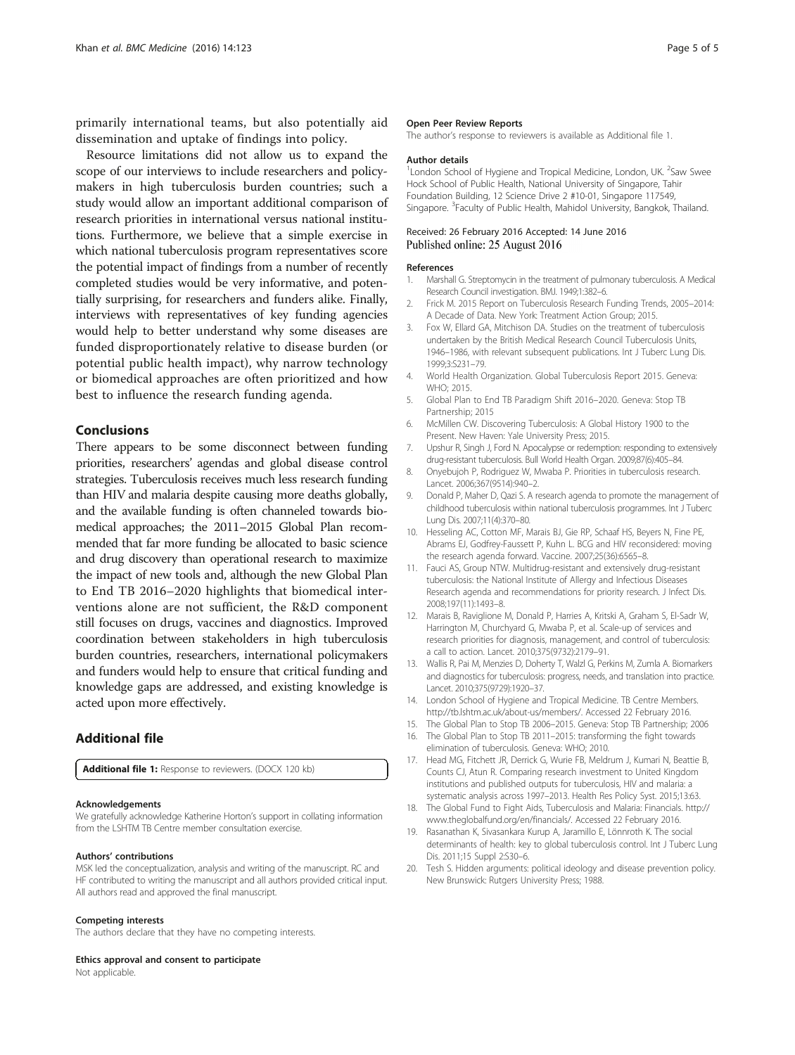primarily international teams, but also potentially aid dissemination and uptake of findings into policy.

Resource limitations did not allow us to expand the scope of our interviews to include researchers and policymakers in high tuberculosis burden countries; such a study would allow an important additional comparison of research priorities in international versus national institutions. Furthermore, we believe that a simple exercise in which national tuberculosis program representatives score the potential impact of findings from a number of recently completed studies would be very informative, and potentially surprising, for researchers and funders alike. Finally, interviews with representatives of key funding agencies would help to better understand why some diseases are funded disproportionately relative to disease burden (or potential public health impact), why narrow technology or biomedical approaches are often prioritized and how best to influence the research funding agenda.

## Conclusions

There appears to be some disconnect between funding priorities, researchers' agendas and global disease control strategies. Tuberculosis receives much less research funding than HIV and malaria despite causing more deaths globally, and the available funding is often channeled towards biomedical approaches; the 2011–2015 Global Plan recommended that far more funding be allocated to basic science and drug discovery than operational research to maximize the impact of new tools and, although the new Global Plan to End TB 2016–2020 highlights that biomedical interventions alone are not sufficient, the R&D component still focuses on drugs, vaccines and diagnostics. Improved coordination between stakeholders in high tuberculosis burden countries, researchers, international policymakers and funders would help to ensure that critical funding and knowledge gaps are addressed, and existing knowledge is acted upon more effectively.

## Additional file

**Additional file 1:** Response to reviewers. (DOCX 120 kb)

#### Acknowledgements

We gratefully acknowledge Katherine Horton's support in collating information from the LSHTM TB Centre member consultation exercise.

#### Authors' contributions

MSK led the conceptualization, analysis and writing of the manuscript. RC and HF contributed to writing the manuscript and all authors provided critical input. All authors read and approved the final manuscript.

#### Competing interests

The authors declare that they have no competing interests.

#### Ethics approval and consent to participate

Not applicable.

#### Open Peer Review Reports

The author's response to reviewers is available as Additional file 1.

#### Author details

[1]London School of Hygiene and Tropical Medicine, London, UK. [2]Saw Swee Hock School of Public Health, National University of Singapore, Tahir Foundation Building, 12 Science Drive 2 #10-01, Singapore 117549, Singapore. [3]Faculty of Public Health, Mahidol University, Bangkok, Thailand.

Received: 26 February 2016 Accepted: 14 June 2016
Published online: 25 August 2016

#### References

1. Marshall G. Streptomycin in the treatment of pulmonary tuberculosis. A Medical Research Council investigation. BMJ. 1949;1:382–6.
2. Frick M. 2015 Report on Tuberculosis Research Funding Trends, 2005–2014: A Decade of Data. New York: Treatment Action Group; 2015.
3. Fox W, Ellard GA, Mitchison DA. Studies on the treatment of tuberculosis undertaken by the British Medical Research Council Tuberculosis Units, 1946–1986, with relevant subsequent publications. Int J Tuberc Lung Dis. 1999;3:S231–79.
4. World Health Organization. Global Tuberculosis Report 2015. Geneva: WHO; 2015.
5. Global Plan to End TB Paradigm Shift 2016–2020. Geneva: Stop TB Partnership; 2015
6. McMillen CW. Discovering Tuberculosis: A Global History 1900 to the Present. New Haven: Yale University Press; 2015.
7. Upshur R, Singh J, Ford N. Apocalypse or redemption: responding to extensively drug-resistant tuberculosis. Bull World Health Organ. 2009;87(6):405–84.
8. Onyebujoh P, Rodriguez W, Mwaba P. Priorities in tuberculosis research. Lancet. 2006;367(9514):940–2.
9. Donald P, Maher D, Qazi S. A research agenda to promote the management of childhood tuberculosis within national tuberculosis programmes. Int J Tuberc Lung Dis. 2007;11(4):370–80.
10. Hesseling AC, Cotton MF, Marais BJ, Gie RP, Schaaf HS, Beyers N, Fine PE, Abrams EJ, Godfrey-Faussett P, Kuhn L. BCG and HIV reconsidered: moving the research agenda forward. Vaccine. 2007;25(36):6565–8.
11. Fauci AS, Group NTW. Multidrug-resistant and extensively drug-resistant tuberculosis: the National Institute of Allergy and Infectious Diseases Research agenda and recommendations for priority research. J Infect Dis. 2008;197(11):1493–8.
12. Marais B, Raviglione M, Donald P, Harries A, Kritski A, Graham S, El-Sadr W, Harrington M, Churchyard G, Mwaba P, et al. Scale-up of services and research priorities for diagnosis, management, and control of tuberculosis: a call to action. Lancet. 2010;375(9732):2179–91.
13. Wallis R, Pai M, Menzies D, Doherty T, Walzl G, Perkins M, Zumla A. Biomarkers and diagnostics for tuberculosis: progress, needs, and translation into practice. Lancet. 2010;375(9729):1920–37.
14. London School of Hygiene and Tropical Medicine. TB Centre Members. http://tb.lshtm.ac.uk/about-us/members/. Accessed 22 February 2016.
15. The Global Plan to Stop TB 2006–2015. Geneva: Stop TB Partnership; 2006
16. The Global Plan to Stop TB 2011–2015: transforming the fight towards elimination of tuberculosis. Geneva: WHO; 2010.
17. Head MG, Fitchett JR, Derrick G, Wurie FB, Meldrum J, Kumari N, Beattie B, Counts CJ, Atun R. Comparing research investment to United Kingdom institutions and published outputs for tuberculosis, HIV and malaria: a systematic analysis across 1997–2013. Health Res Policy Syst. 2015;13:63.
18. The Global Fund to Fight Aids, Tuberculosis and Malaria: Financials. http://www.theglobalfund.org/en/financials/. Accessed 22 February 2016.
19. Rasanathan K, Sivasankara Kurup A, Jaramillo E, Lönnroth K. The social determinants of health: key to global tuberculosis control. Int J Tuberc Lung Dis. 2011;15 Suppl 2:S30–6.
20. Tesh S. Hidden arguments: political ideology and disease prevention policy. New Brunswick: Rutgers University Press; 1988.